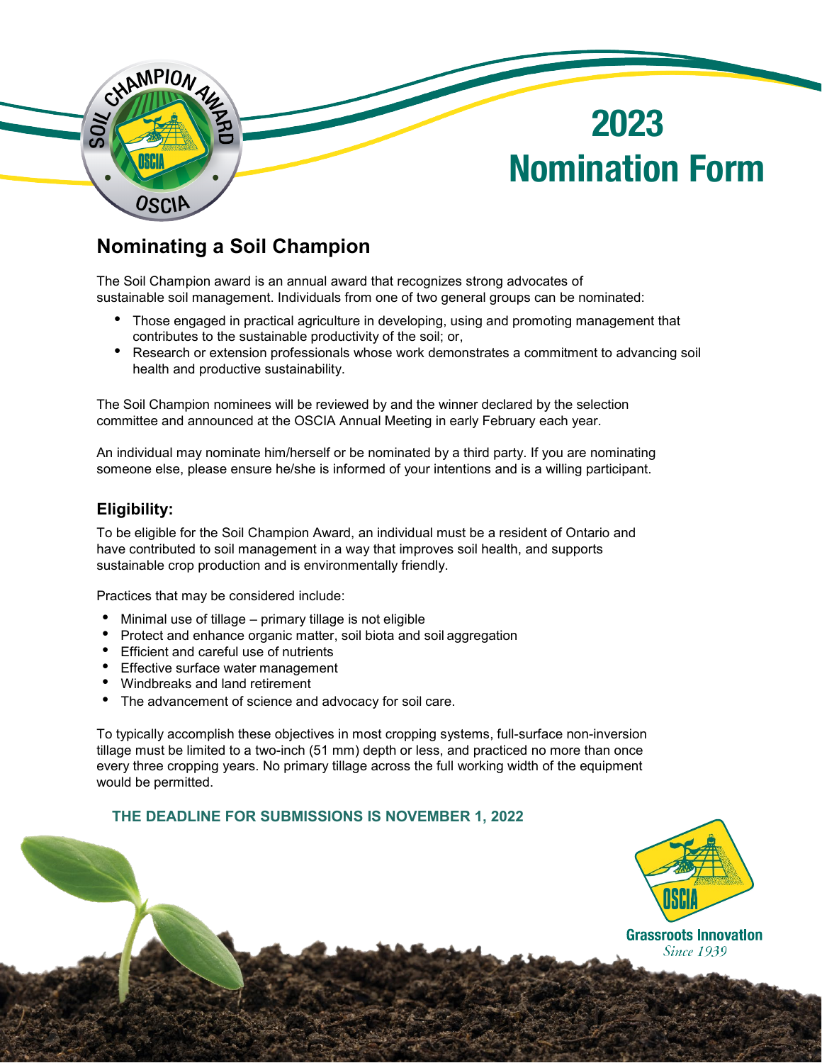# 2023 Nomination Form

## Nominating a Soil Champion

The Soil Champion award is an annual award that recognizes strong advocates of sustainable soil management. Individuals from one of two general groups can be nominated:

- Those engaged in practical agriculture in developing, using and promoting management that contributes to the sustainable productivity of the soil; or,
- Research or extension professionals whose work demonstrates a commitment to advancing soil health and productive sustainability.

The Soil Champion nominees will be reviewed by and the winner declared by the selection committee and announced at the OSCIA Annual Meeting in early February each year.

An individual may nominate him/herself or be nominated by a third party. If you are nominating someone else, please ensure he/she is informed of your intentions and is a willing participant.

### Eligibility:

To be eligible for the Soil Champion Award, an individual must be a resident of Ontario and have contributed to soil management in a way that improves soil health, and supports sustainable crop production and is environmentally friendly.

Practices that may be considered include:

- Minimal use of tillage – primary tillage is not eligible
- Protect and enhance organic matter, soil biota and soil aggregation
- Efficient and careful use of nutrients
- Effective surface water management
- Windbreaks and land retirement
- The advancement of science and advocacy for soil care.

To typically accomplish these objectives in most cropping systems, full-surface non-inversion tillage must be limited to a two-inch (51 mm) depth or less, and practiced no more than once every three cropping years. No primary tillage across the full working width of the equipment would be permitted.

**THE DEADLINE FOR SUBMISSIONS IS NOVEMBER 1, 2022**

Grassroots Innovation
*Since 1939*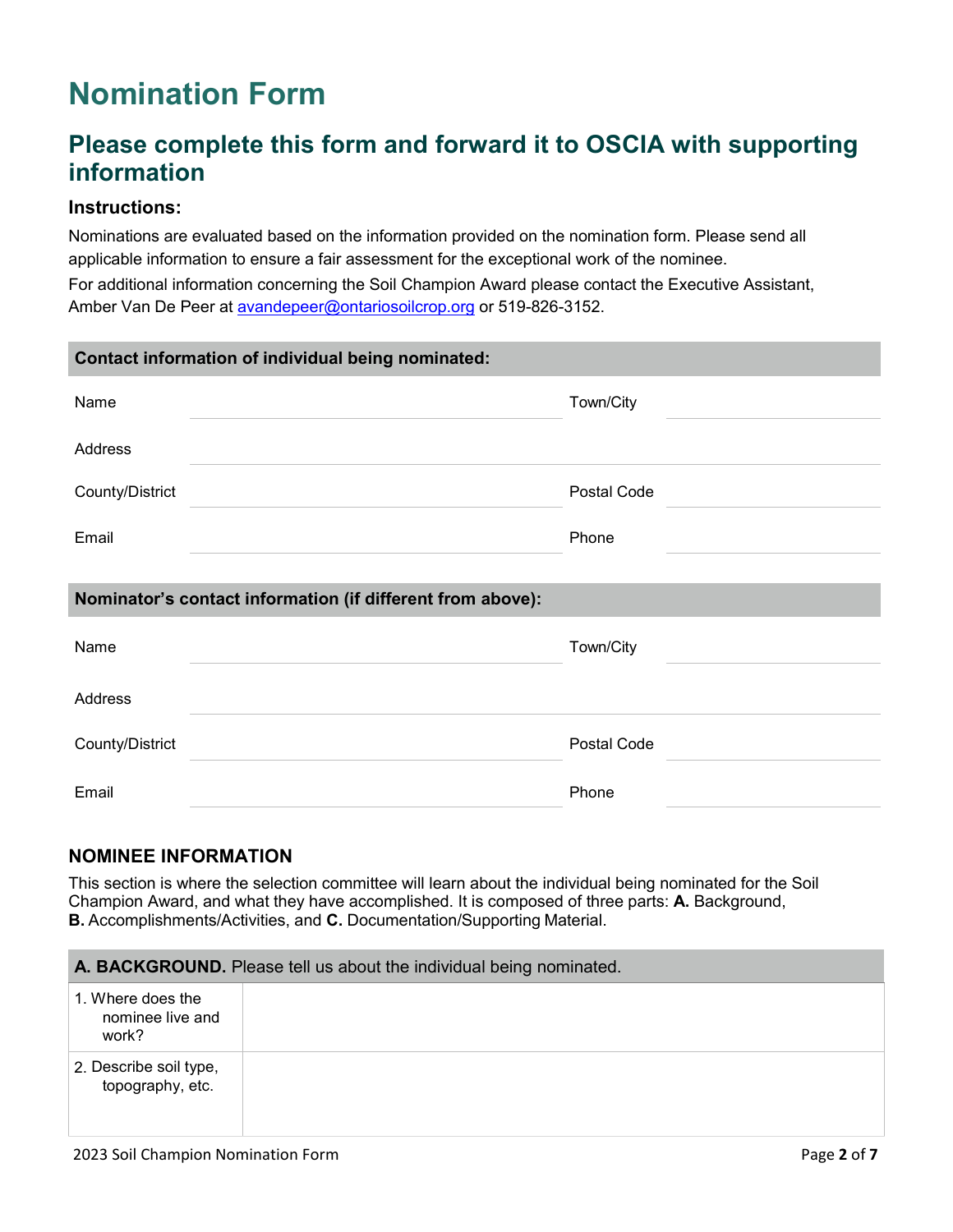# Nomination Form

## Please complete this form and forward it to OSCIA with supporting information

### Instructions:

Nominations are evaluated based on the information provided on the nomination form. Please send all applicable information to ensure a fair assessment for the exceptional work of the nominee.

For additional information concerning the Soil Champion Award please contact the Executive Assistant, Amber Van De Peer at avandepeer@ontariosoilcrop.org or 519-826-3152.

| **Contact information of individual being nominated:** | | | |
|---|---|---|---|
| Name | | Town/City | |
| Address | | | |
| County/District | | Postal Code | |
| Email | | Phone | |

| **Nominator's contact information (if different from above):** | | | |
|---|---|---|---|
| Name | | Town/City | |
| Address | | | |
| County/District | | Postal Code | |
| Email | | Phone | |

### NOMINEE INFORMATION

This section is where the selection committee will learn about the individual being nominated for the Soil Champion Award, and what they have accomplished. It is composed of three parts: **A.** Background, **B.** Accomplishments/Activities, and **C.** Documentation/Supporting Material.

| **A. BACKGROUND.** Please tell us about the individual being nominated. | |
|---|---|
| 1. Where does the nominee live and work? | |
| 2. Describe soil type, topography, etc. | |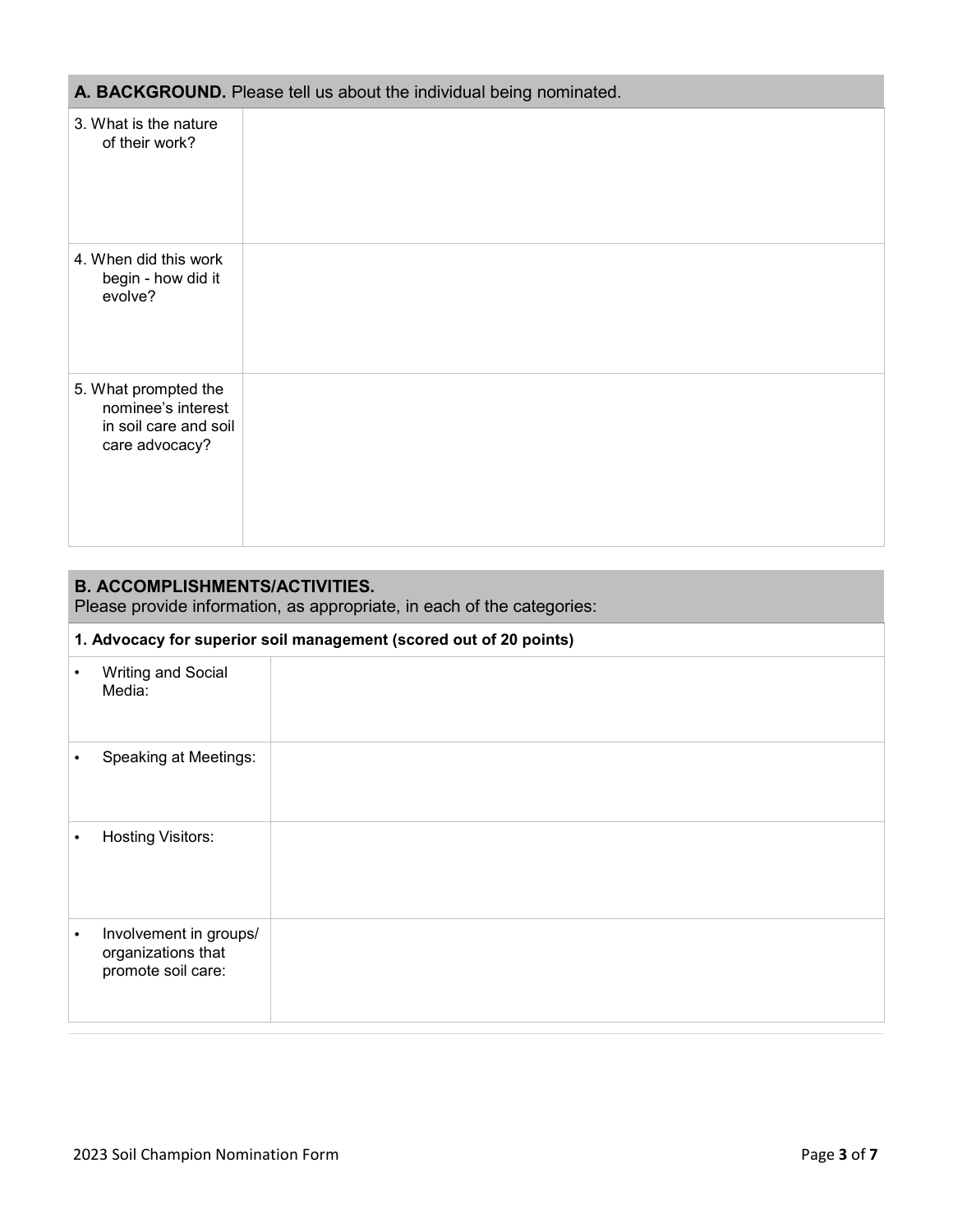## A. BACKGROUND. Please tell us about the individual being nominated.

| | |
|---|---|
| 3. What is the nature of their work? | |
| 4. When did this work begin - how did it evolve? | |
| 5. What prompted the nominee's interest in soil care and soil care advocacy? | |

## B. ACCOMPLISHMENTS/ACTIVITIES.

Please provide information, as appropriate, in each of the categories:

| **1. Advocacy for superior soil management (scored out of 20 points)** | |
|---|---|
| • Writing and Social Media: | |
| • Speaking at Meetings: | |
| • Hosting Visitors: | |
| • Involvement in groups/ organizations that promote soil care: | |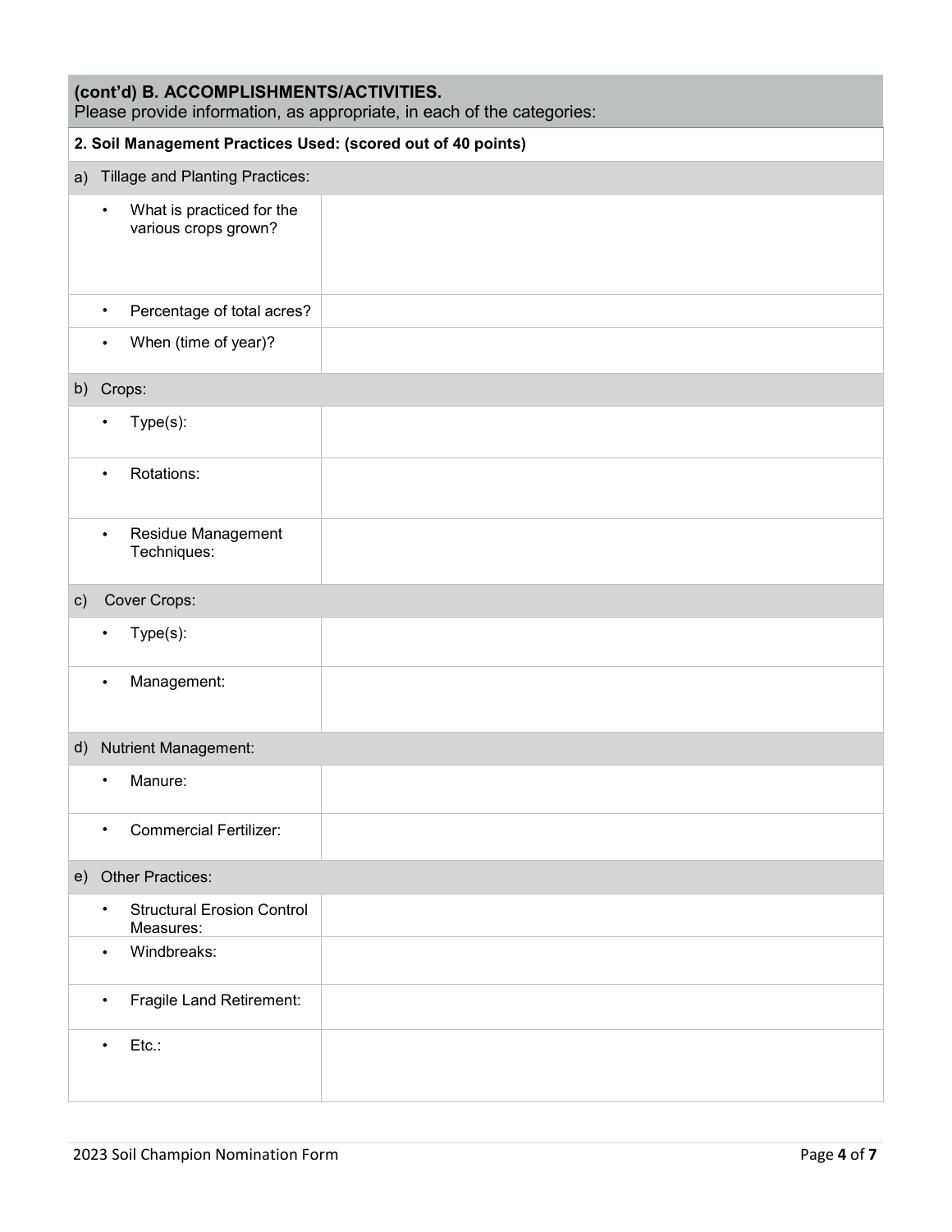## (cont'd) B. ACCOMPLISHMENTS/ACTIVITIES.

Please provide information, as appropriate, in each of the categories:

**2. Soil Management Practices Used: (scored out of 40 points)**

| a) Tillage and Planting Practices: | |
|---|---|
| • What is practiced for the various crops grown? | |
| • Percentage of total acres? | |
| • When (time of year)? | |
| **b) Crops:** | |
| • Type(s): | |
| • Rotations: | |
| • Residue Management Techniques: | |
| **c) Cover Crops:** | |
| • Type(s): | |
| • Management: | |
| **d) Nutrient Management:** | |
| • Manure: | |
| • Commercial Fertilizer: | |
| **e) Other Practices:** | |
| • Structural Erosion Control Measures: | |
| • Windbreaks: | |
| • Fragile Land Retirement: | |
| • Etc.: | |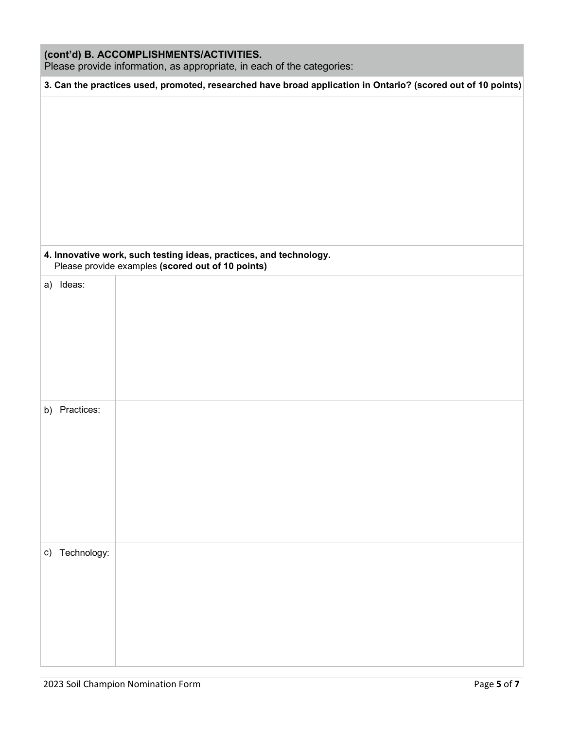## (cont'd) B. ACCOMPLISHMENTS/ACTIVITIES.

Please provide information, as appropriate, in each of the categories:

**3. Can the practices used, promoted, researched have broad application in Ontario? (scored out of 10 points)**

**4. Innovative work, such testing ideas, practices, and technology.**
Please provide examples **(scored out of 10 points)**

| | |
|---|---|
| a) Ideas: | |
| b) Practices: | |
| c) Technology: | |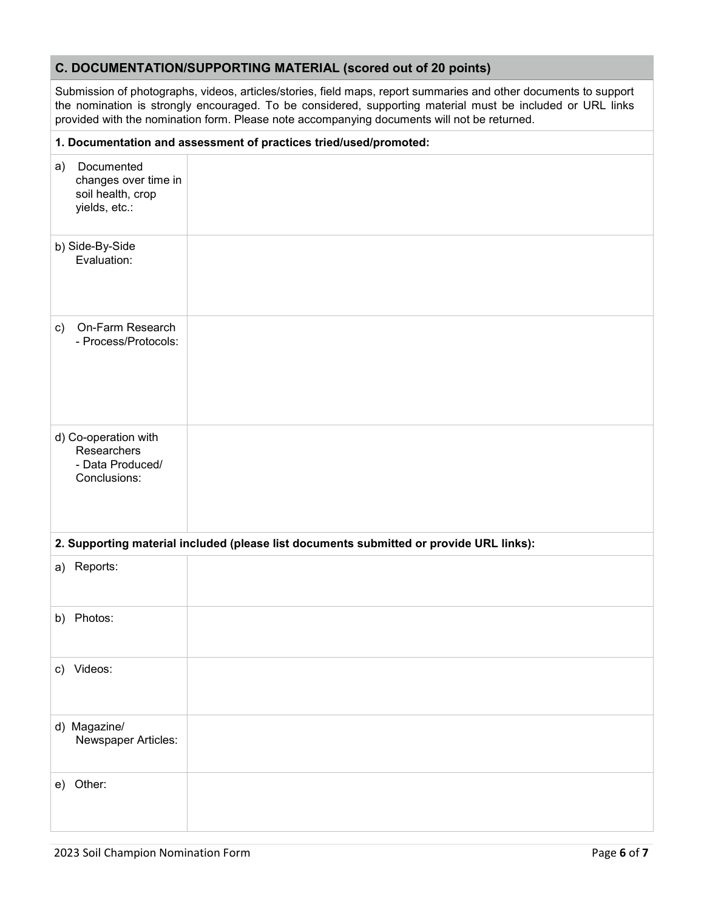## C. DOCUMENTATION/SUPPORTING MATERIAL (scored out of 20 points)

Submission of photographs, videos, articles/stories, field maps, report summaries and other documents to support the nomination is strongly encouraged. To be considered, supporting material must be included or URL links provided with the nomination form. Please note accompanying documents will not be returned.

**1. Documentation and assessment of practices tried/used/promoted:**

| | |
|---|---|
| a) Documented changes over time in soil health, crop yields, etc.: | |
| b) Side-By-Side Evaluation: | |
| c) On-Farm Research - Process/Protocols: | |
| d) Co-operation with Researchers - Data Produced/ Conclusions: | |

**2. Supporting material included (please list documents submitted or provide URL links):**

| | |
|---|---|
| a) Reports: | |
| b) Photos: | |
| c) Videos: | |
| d) Magazine/ Newspaper Articles: | |
| e) Other: | |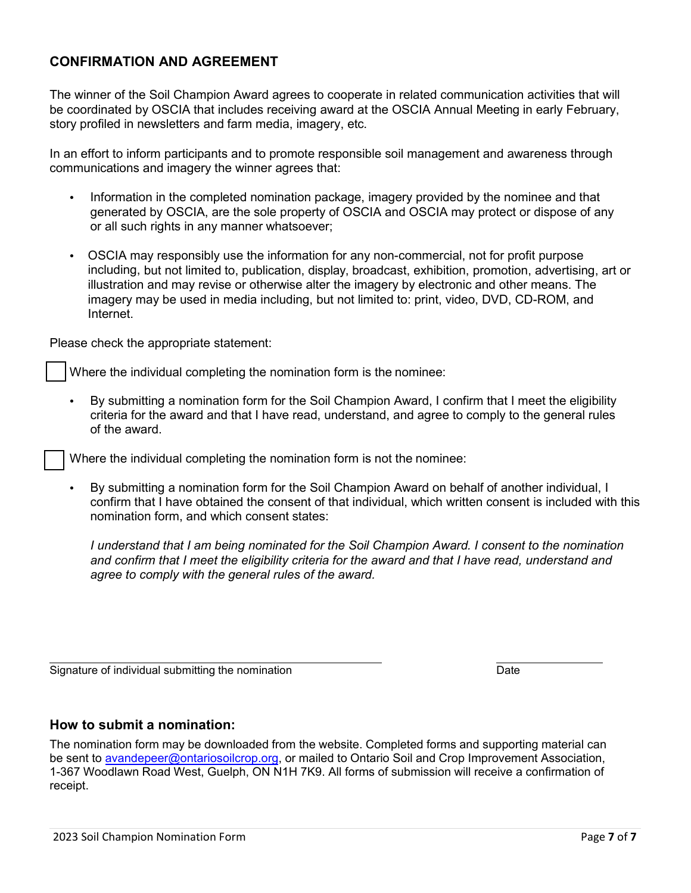## CONFIRMATION AND AGREEMENT

The winner of the Soil Champion Award agrees to cooperate in related communication activities that will be coordinated by OSCIA that includes receiving award at the OSCIA Annual Meeting in early February, story profiled in newsletters and farm media, imagery, etc.

In an effort to inform participants and to promote responsible soil management and awareness through communications and imagery the winner agrees that:

- Information in the completed nomination package, imagery provided by the nominee and that generated by OSCIA, are the sole property of OSCIA and OSCIA may protect or dispose of any or all such rights in any manner whatsoever;
- OSCIA may responsibly use the information for any non-commercial, not for profit purpose including, but not limited to, publication, display, broadcast, exhibition, promotion, advertising, art or illustration and may revise or otherwise alter the imagery by electronic and other means. The imagery may be used in media including, but not limited to: print, video, DVD, CD-ROM, and Internet.

Please check the appropriate statement:

☐ Where the individual completing the nomination form is the nominee:

- By submitting a nomination form for the Soil Champion Award, I confirm that I meet the eligibility criteria for the award and that I have read, understand, and agree to comply to the general rules of the award.

☐ Where the individual completing the nomination form is not the nominee:

- By submitting a nomination form for the Soil Champion Award on behalf of another individual, I confirm that I have obtained the consent of that individual, which written consent is included with this nomination form, and which consent states:

  *I understand that I am being nominated for the Soil Champion Award. I consent to the nomination and confirm that I meet the eligibility criteria for the award and that I have read, understand and agree to comply with the general rules of the award.*

\_\_\_\_\_\_\_\_\_\_\_\_\_\_\_\_\_\_\_\_\_\_\_\_\_\_\_\_\_\_\_\_\_\_\_\_\_\_\_\_
Signature of individual submitting the nomination

\_\_\_\_\_\_\_\_\_\_\_\_\_\_\_\_
Date

### How to submit a nomination:

The nomination form may be downloaded from the website. Completed forms and supporting material can be sent to avandepeer@ontariosoilcrop.org, or mailed to Ontario Soil and Crop Improvement Association, 1-367 Woodlawn Road West, Guelph, ON N1H 7K9. All forms of submission will receive a confirmation of receipt.